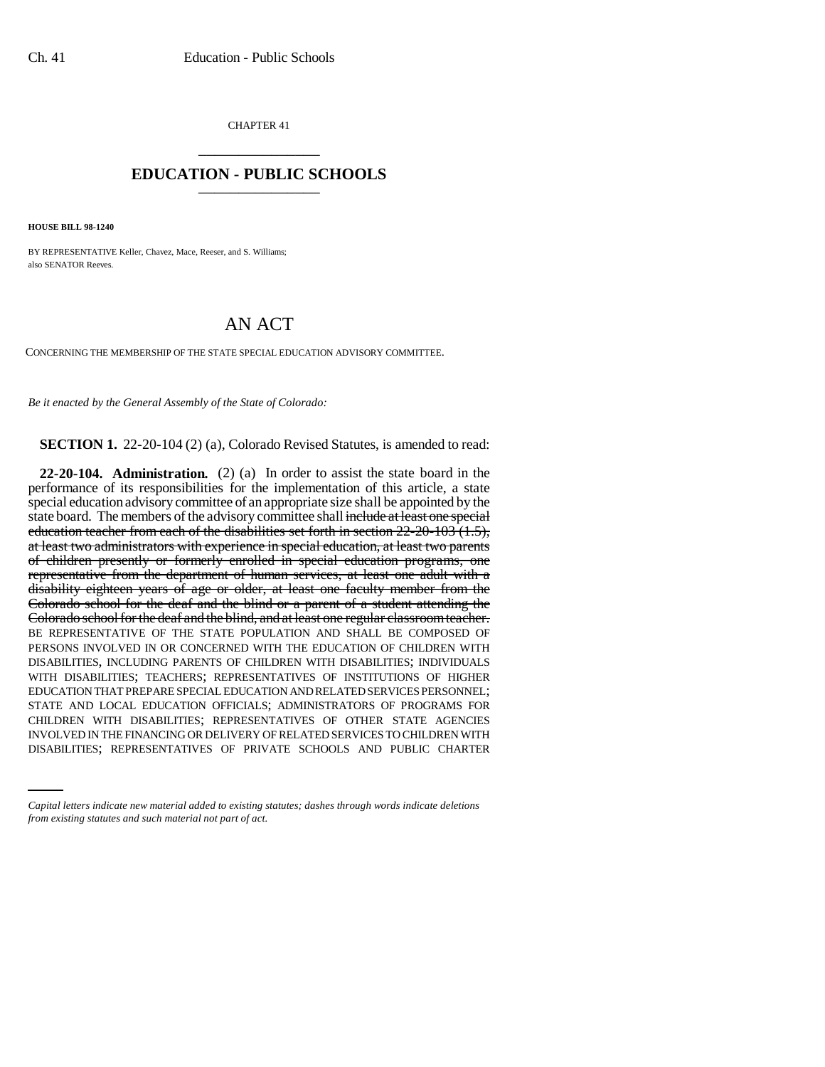CHAPTER 41

\_\_\_\_\_\_\_\_\_\_\_\_\_\_\_\_\_\_\_\_

# EDUCATION - PUBLIC SCHOOLS

\_\_\_\_\_\_\_\_\_\_\_\_\_\_\_\_\_\_\_\_

**HOUSE BILL 98-1240**

BY REPRESENTATIVE Keller, Chavez, Mace, Reeser, and S. Williams;
also SENATOR Reeves.

# AN ACT

CONCERNING THE MEMBERSHIP OF THE STATE SPECIAL EDUCATION ADVISORY COMMITTEE.

*Be it enacted by the General Assembly of the State of Colorado:*

**SECTION 1.** 22-20-104 (2) (a), Colorado Revised Statutes, is amended to read:

**22-20-104. Administration.** (2) (a) In order to assist the state board in the performance of its responsibilities for the implementation of this article, a state special education advisory committee of an appropriate size shall be appointed by the state board. The members of the advisory committee shall ~~include at least one special education teacher from each of the disabilities set forth in section 22-20-103 (1.5), at least two administrators with experience in special education, at least two parents of children presently or formerly enrolled in special education programs, one representative from the department of human services, at least one adult with a disability eighteen years of age or older, at least one faculty member from the Colorado school for the deaf and the blind or a parent of a student attending the Colorado school for the deaf and the blind, and at least one regular classroom teacher.~~ BE REPRESENTATIVE OF THE STATE POPULATION AND SHALL BE COMPOSED OF PERSONS INVOLVED IN OR CONCERNED WITH THE EDUCATION OF CHILDREN WITH DISABILITIES, INCLUDING PARENTS OF CHILDREN WITH DISABILITIES; INDIVIDUALS WITH DISABILITIES; TEACHERS; REPRESENTATIVES OF INSTITUTIONS OF HIGHER EDUCATION THAT PREPARE SPECIAL EDUCATION AND RELATED SERVICES PERSONNEL; STATE AND LOCAL EDUCATION OFFICIALS; ADMINISTRATORS OF PROGRAMS FOR CHILDREN WITH DISABILITIES; REPRESENTATIVES OF OTHER STATE AGENCIES INVOLVED IN THE FINANCING OR DELIVERY OF RELATED SERVICES TO CHILDREN WITH DISABILITIES; REPRESENTATIVES OF PRIVATE SCHOOLS AND PUBLIC CHARTER

*Capital letters indicate new material added to existing statutes; dashes through words indicate deletions from existing statutes and such material not part of act.*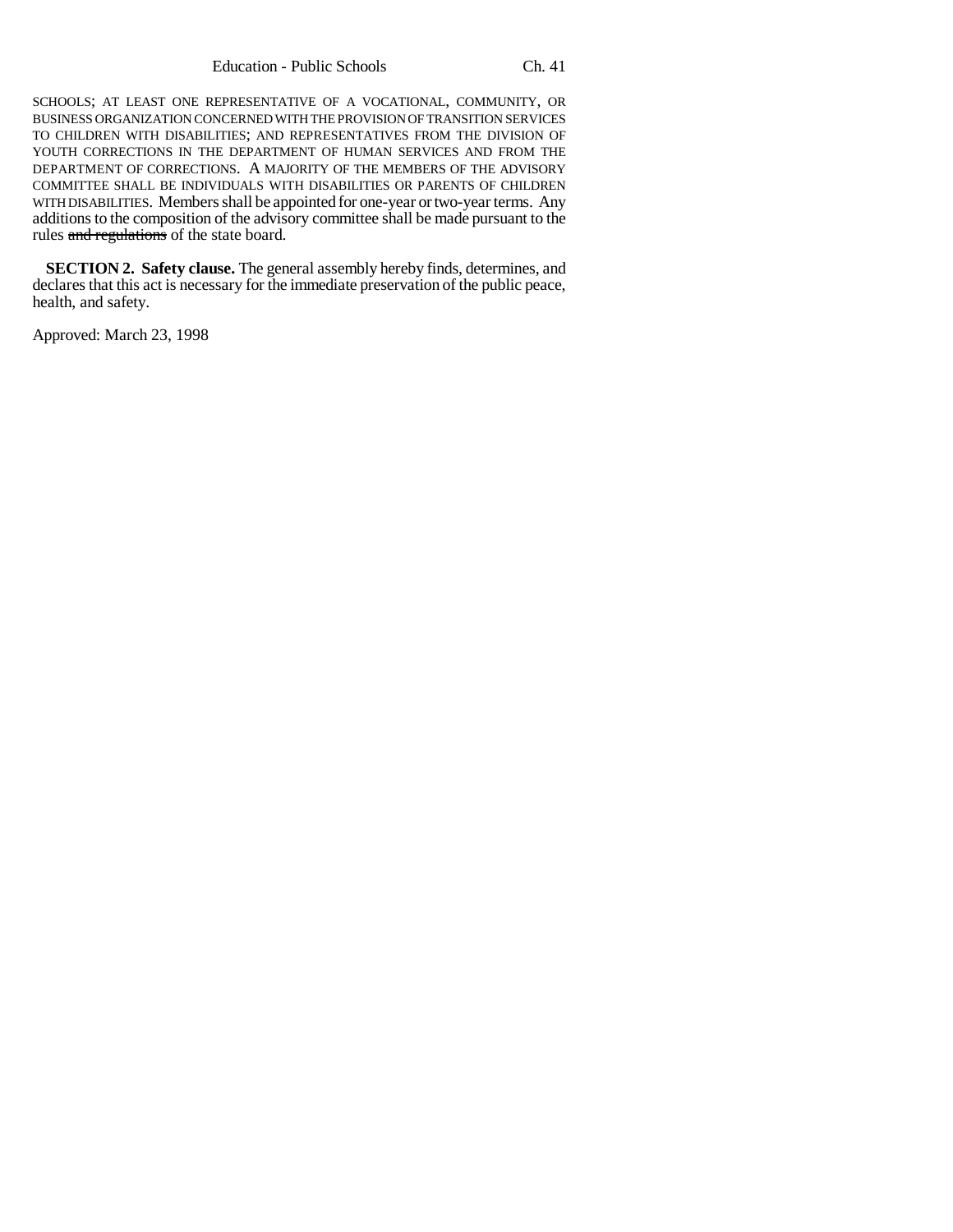SCHOOLS; AT LEAST ONE REPRESENTATIVE OF A VOCATIONAL, COMMUNITY, OR BUSINESS ORGANIZATION CONCERNED WITH THE PROVISION OF TRANSITION SERVICES TO CHILDREN WITH DISABILITIES; AND REPRESENTATIVES FROM THE DIVISION OF YOUTH CORRECTIONS IN THE DEPARTMENT OF HUMAN SERVICES AND FROM THE DEPARTMENT OF CORRECTIONS. A MAJORITY OF THE MEMBERS OF THE ADVISORY COMMITTEE SHALL BE INDIVIDUALS WITH DISABILITIES OR PARENTS OF CHILDREN WITH DISABILITIES. Members shall be appointed for one-year or two-year terms. Any additions to the composition of the advisory committee shall be made pursuant to the rules ~~and regulations~~ of the state board.

**SECTION 2. Safety clause.** The general assembly hereby finds, determines, and declares that this act is necessary for the immediate preservation of the public peace, health, and safety.

Approved: March 23, 1998